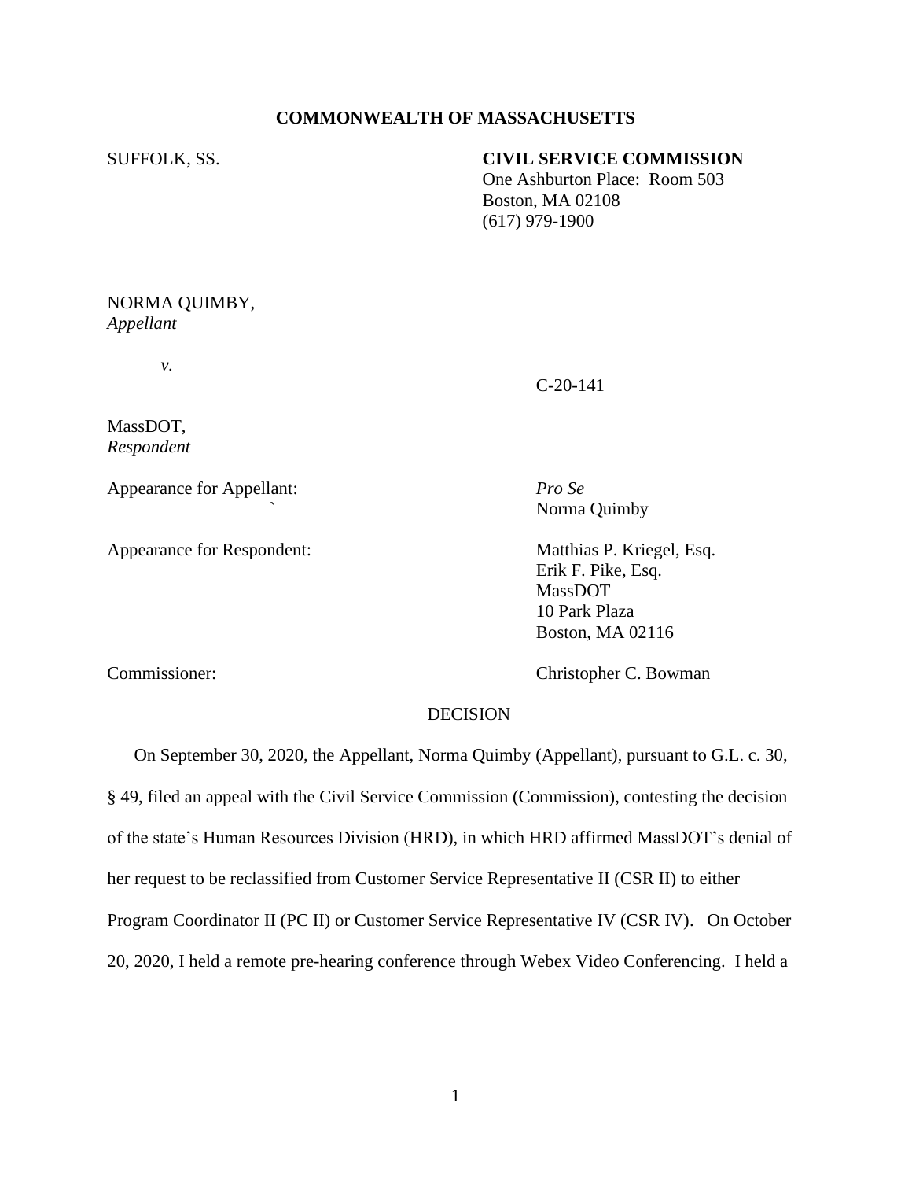**COMMONWEALTH OF MASSACHUSETTS**

SUFFOLK, SS.

**CIVIL SERVICE COMMISSION**
One Ashburton Place: Room 503
Boston, MA 02108
(617) 979-1900

NORMA QUIMBY,
*Appellant*

*v.*

C-20-141

MassDOT,
*Respondent*

Appearance for Appellant: *Pro Se*
Norma Quimby

Appearance for Respondent: Matthias P. Kriegel, Esq.
Erik F. Pike, Esq.
MassDOT
10 Park Plaza
Boston, MA 02116

Commissioner: Christopher C. Bowman

DECISION

On September 30, 2020, the Appellant, Norma Quimby (Appellant), pursuant to G.L. c. 30, § 49, filed an appeal with the Civil Service Commission (Commission), contesting the decision of the state's Human Resources Division (HRD), in which HRD affirmed MassDOT's denial of her request to be reclassified from Customer Service Representative II (CSR II) to either Program Coordinator II (PC II) or Customer Service Representative IV (CSR IV). On October 20, 2020, I held a remote pre-hearing conference through Webex Video Conferencing. I held a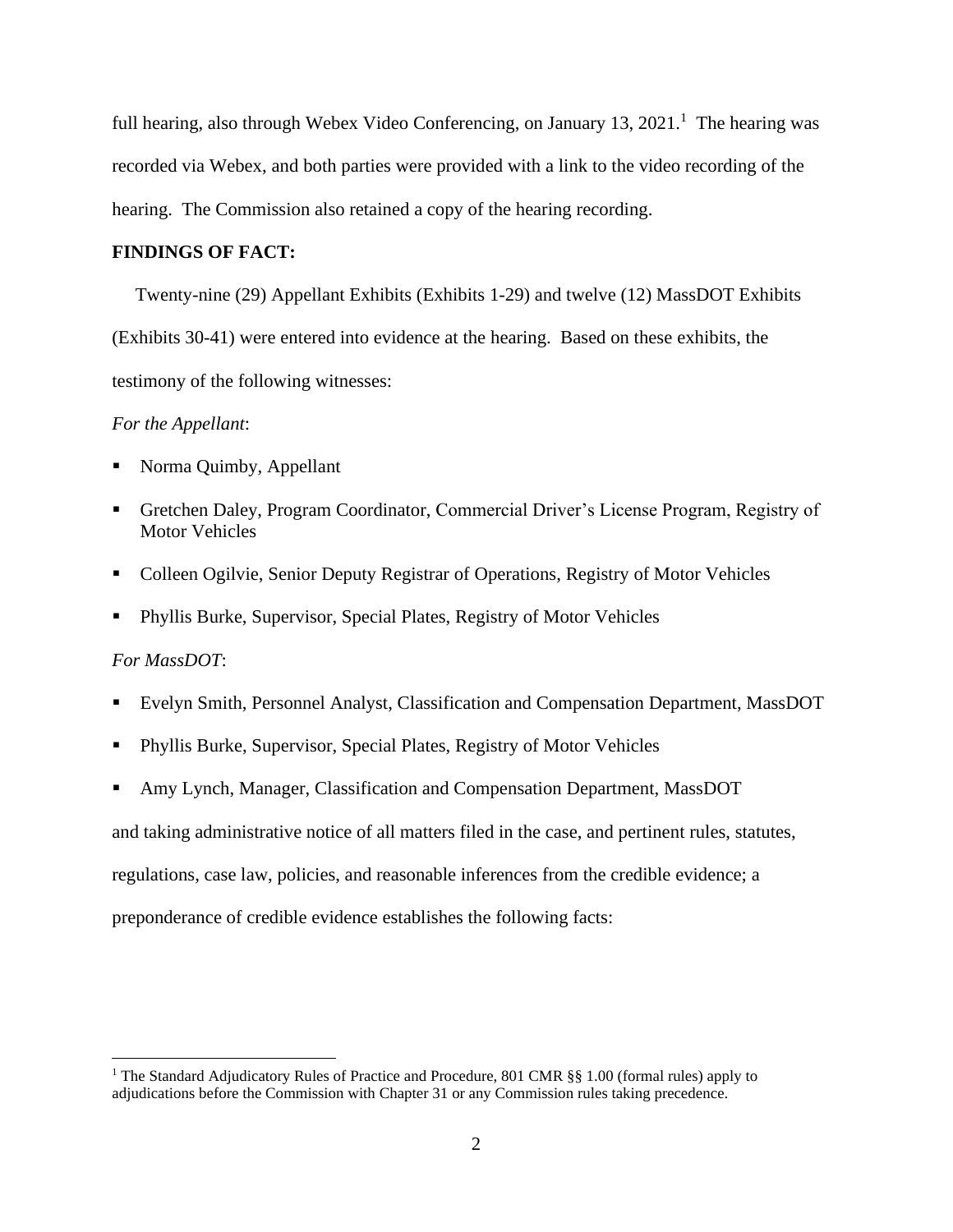full hearing, also through Webex Video Conferencing, on January 13, 2021.[1] The hearing was recorded via Webex, and both parties were provided with a link to the video recording of the hearing. The Commission also retained a copy of the hearing recording.

**FINDINGS OF FACT:**

Twenty-nine (29) Appellant Exhibits (Exhibits 1-29) and twelve (12) MassDOT Exhibits (Exhibits 30-41) were entered into evidence at the hearing. Based on these exhibits, the testimony of the following witnesses:

*For the Appellant*:

- Norma Quimby, Appellant
- Gretchen Daley, Program Coordinator, Commercial Driver's License Program, Registry of Motor Vehicles
- Colleen Ogilvie, Senior Deputy Registrar of Operations, Registry of Motor Vehicles
- Phyllis Burke, Supervisor, Special Plates, Registry of Motor Vehicles

*For MassDOT*:

- Evelyn Smith, Personnel Analyst, Classification and Compensation Department, MassDOT
- Phyllis Burke, Supervisor, Special Plates, Registry of Motor Vehicles
- Amy Lynch, Manager, Classification and Compensation Department, MassDOT

and taking administrative notice of all matters filed in the case, and pertinent rules, statutes, regulations, case law, policies, and reasonable inferences from the credible evidence; a preponderance of credible evidence establishes the following facts:

[1] The Standard Adjudicatory Rules of Practice and Procedure, 801 CMR §§ 1.00 (formal rules) apply to adjudications before the Commission with Chapter 31 or any Commission rules taking precedence.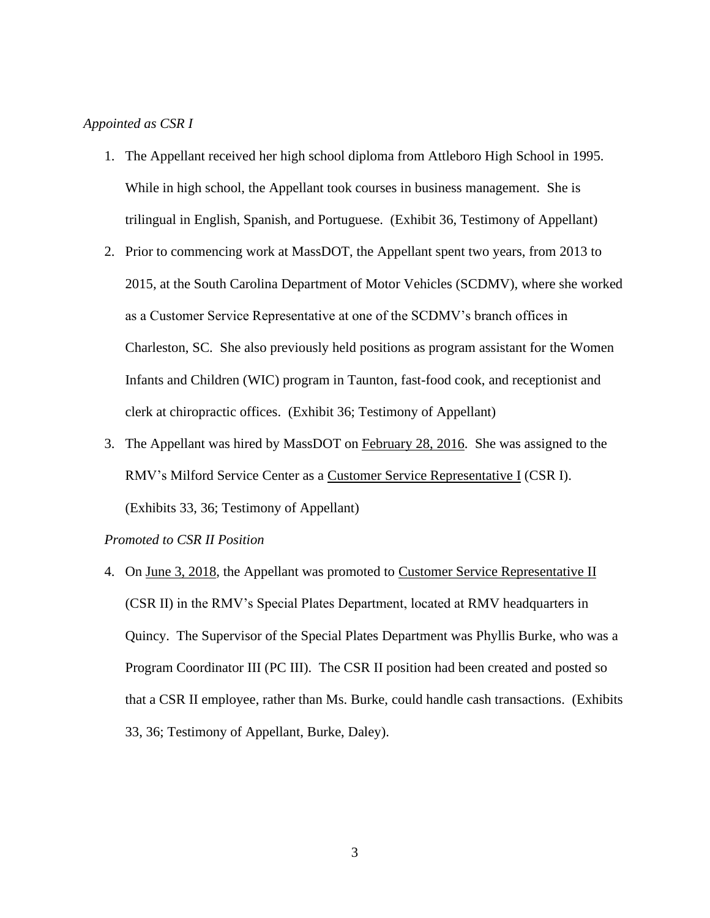*Appointed as CSR I*

1. The Appellant received her high school diploma from Attleboro High School in 1995. While in high school, the Appellant took courses in business management. She is trilingual in English, Spanish, and Portuguese. (Exhibit 36, Testimony of Appellant)
2. Prior to commencing work at MassDOT, the Appellant spent two years, from 2013 to 2015, at the South Carolina Department of Motor Vehicles (SCDMV), where she worked as a Customer Service Representative at one of the SCDMV's branch offices in Charleston, SC. She also previously held positions as program assistant for the Women Infants and Children (WIC) program in Taunton, fast-food cook, and receptionist and clerk at chiropractic offices. (Exhibit 36; Testimony of Appellant)
3. The Appellant was hired by MassDOT on February 28, 2016. She was assigned to the RMV's Milford Service Center as a Customer Service Representative I (CSR I). (Exhibits 33, 36; Testimony of Appellant)

*Promoted to CSR II Position*

4. On June 3, 2018, the Appellant was promoted to Customer Service Representative II (CSR II) in the RMV's Special Plates Department, located at RMV headquarters in Quincy. The Supervisor of the Special Plates Department was Phyllis Burke, who was a Program Coordinator III (PC III). The CSR II position had been created and posted so that a CSR II employee, rather than Ms. Burke, could handle cash transactions. (Exhibits 33, 36; Testimony of Appellant, Burke, Daley).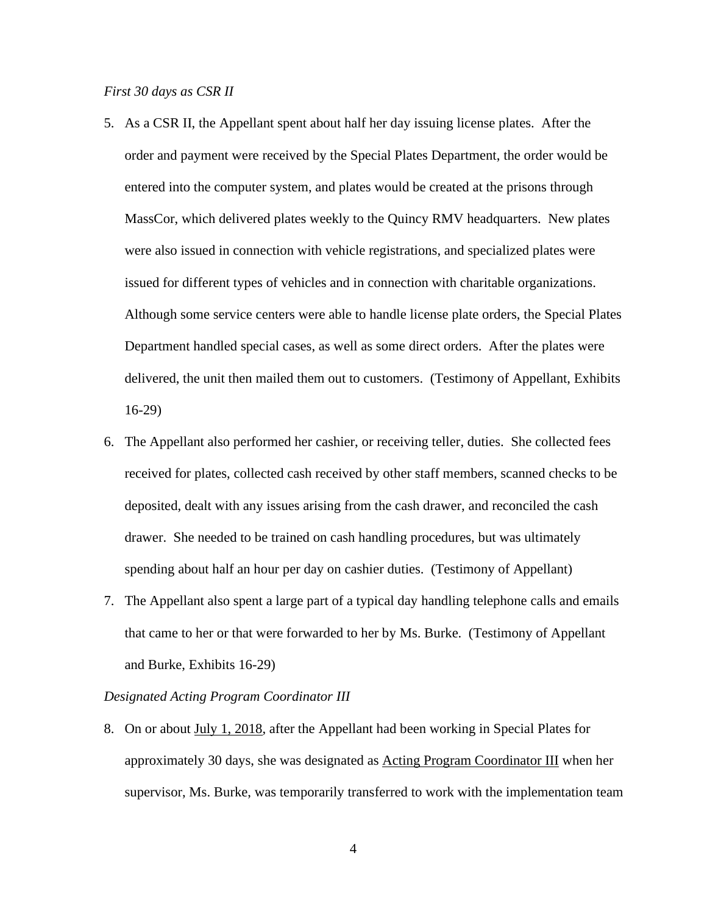*First 30 days as CSR II*

5. As a CSR II, the Appellant spent about half her day issuing license plates. After the order and payment were received by the Special Plates Department, the order would be entered into the computer system, and plates would be created at the prisons through MassCor, which delivered plates weekly to the Quincy RMV headquarters. New plates were also issued in connection with vehicle registrations, and specialized plates were issued for different types of vehicles and in connection with charitable organizations. Although some service centers were able to handle license plate orders, the Special Plates Department handled special cases, as well as some direct orders. After the plates were delivered, the unit then mailed them out to customers. (Testimony of Appellant, Exhibits 16-29)

6. The Appellant also performed her cashier, or receiving teller, duties. She collected fees received for plates, collected cash received by other staff members, scanned checks to be deposited, dealt with any issues arising from the cash drawer, and reconciled the cash drawer. She needed to be trained on cash handling procedures, but was ultimately spending about half an hour per day on cashier duties. (Testimony of Appellant)

7. The Appellant also spent a large part of a typical day handling telephone calls and emails that came to her or that were forwarded to her by Ms. Burke. (Testimony of Appellant and Burke, Exhibits 16-29)

*Designated Acting Program Coordinator III*

8. On or about <u>July 1, 2018</u>, after the Appellant had been working in Special Plates for approximately 30 days, she was designated as <u>Acting Program Coordinator III</u> when her supervisor, Ms. Burke, was temporarily transferred to work with the implementation team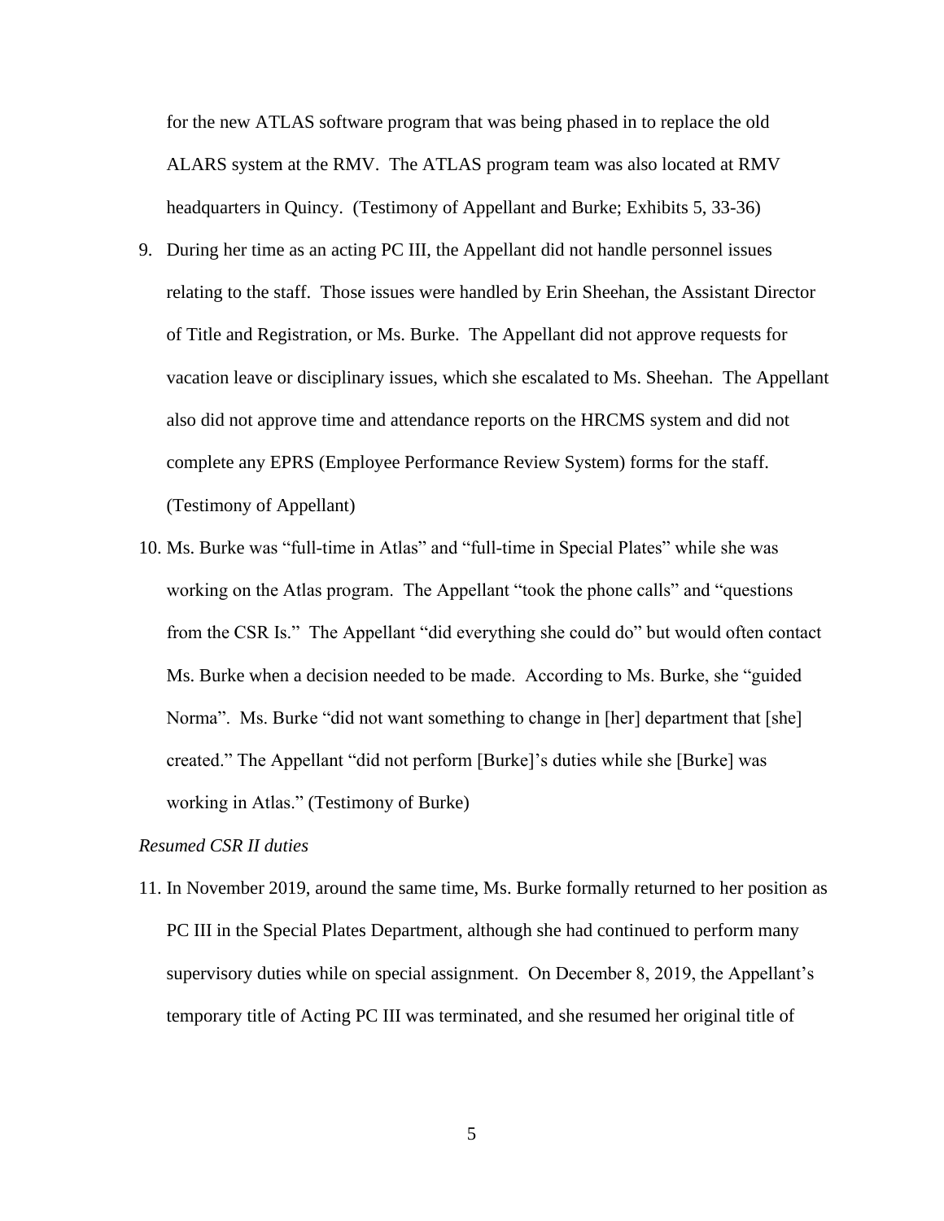for the new ATLAS software program that was being phased in to replace the old ALARS system at the RMV. The ATLAS program team was also located at RMV headquarters in Quincy. (Testimony of Appellant and Burke; Exhibits 5, 33-36)

9. During her time as an acting PC III, the Appellant did not handle personnel issues relating to the staff. Those issues were handled by Erin Sheehan, the Assistant Director of Title and Registration, or Ms. Burke. The Appellant did not approve requests for vacation leave or disciplinary issues, which she escalated to Ms. Sheehan. The Appellant also did not approve time and attendance reports on the HRCMS system and did not complete any EPRS (Employee Performance Review System) forms for the staff. (Testimony of Appellant)

10. Ms. Burke was "full-time in Atlas" and "full-time in Special Plates" while she was working on the Atlas program. The Appellant "took the phone calls" and "questions from the CSR Is." The Appellant "did everything she could do" but would often contact Ms. Burke when a decision needed to be made. According to Ms. Burke, she "guided Norma". Ms. Burke "did not want something to change in [her] department that [she] created." The Appellant "did not perform [Burke]'s duties while she [Burke] was working in Atlas." (Testimony of Burke)

*Resumed CSR II duties*

11. In November 2019, around the same time, Ms. Burke formally returned to her position as PC III in the Special Plates Department, although she had continued to perform many supervisory duties while on special assignment. On December 8, 2019, the Appellant's temporary title of Acting PC III was terminated, and she resumed her original title of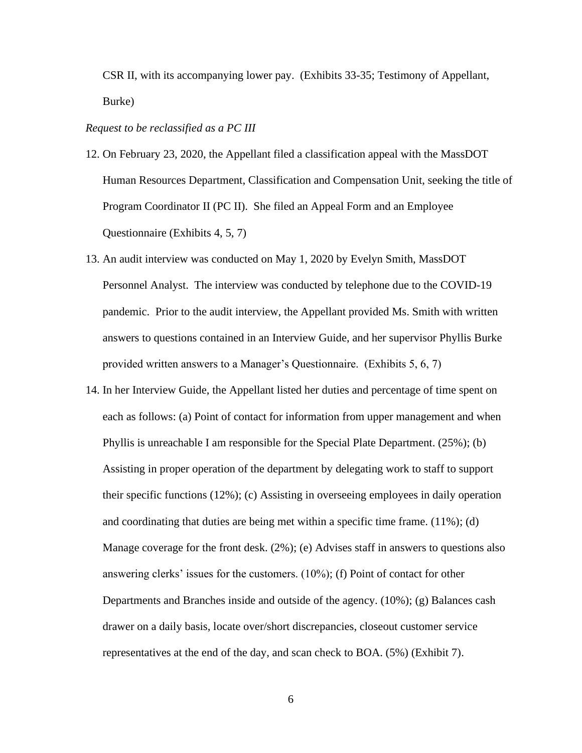CSR II, with its accompanying lower pay. (Exhibits 33-35; Testimony of Appellant, Burke)

*Request to be reclassified as a PC III*

12. On February 23, 2020, the Appellant filed a classification appeal with the MassDOT Human Resources Department, Classification and Compensation Unit, seeking the title of Program Coordinator II (PC II). She filed an Appeal Form and an Employee Questionnaire (Exhibits 4, 5, 7)
13. An audit interview was conducted on May 1, 2020 by Evelyn Smith, MassDOT Personnel Analyst. The interview was conducted by telephone due to the COVID-19 pandemic. Prior to the audit interview, the Appellant provided Ms. Smith with written answers to questions contained in an Interview Guide, and her supervisor Phyllis Burke provided written answers to a Manager's Questionnaire. (Exhibits 5, 6, 7)
14. In her Interview Guide, the Appellant listed her duties and percentage of time spent on each as follows: (a) Point of contact for information from upper management and when Phyllis is unreachable I am responsible for the Special Plate Department. (25%); (b) Assisting in proper operation of the department by delegating work to staff to support their specific functions (12%); (c) Assisting in overseeing employees in daily operation and coordinating that duties are being met within a specific time frame. (11%); (d) Manage coverage for the front desk. (2%); (e) Advises staff in answers to questions also answering clerks' issues for the customers. (10%); (f) Point of contact for other Departments and Branches inside and outside of the agency. (10%); (g) Balances cash drawer on a daily basis, locate over/short discrepancies, closeout customer service representatives at the end of the day, and scan check to BOA. (5%) (Exhibit 7).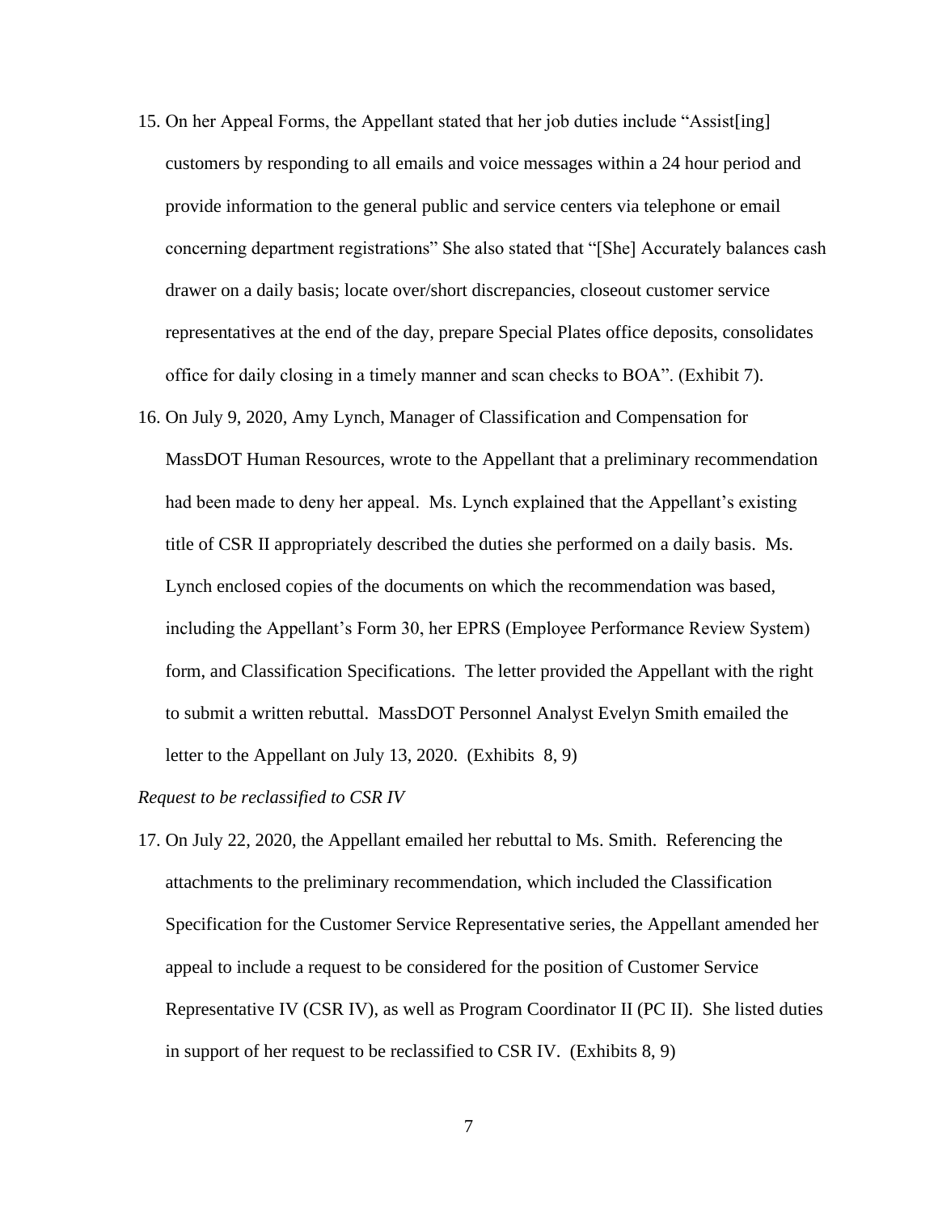15. On her Appeal Forms, the Appellant stated that her job duties include "Assist[ing] customers by responding to all emails and voice messages within a 24 hour period and provide information to the general public and service centers via telephone or email concerning department registrations" She also stated that "[She] Accurately balances cash drawer on a daily basis; locate over/short discrepancies, closeout customer service representatives at the end of the day, prepare Special Plates office deposits, consolidates office for daily closing in a timely manner and scan checks to BOA". (Exhibit 7).

16. On July 9, 2020, Amy Lynch, Manager of Classification and Compensation for MassDOT Human Resources, wrote to the Appellant that a preliminary recommendation had been made to deny her appeal. Ms. Lynch explained that the Appellant's existing title of CSR II appropriately described the duties she performed on a daily basis. Ms. Lynch enclosed copies of the documents on which the recommendation was based, including the Appellant's Form 30, her EPRS (Employee Performance Review System) form, and Classification Specifications. The letter provided the Appellant with the right to submit a written rebuttal. MassDOT Personnel Analyst Evelyn Smith emailed the letter to the Appellant on July 13, 2020. (Exhibits 8, 9)

*Request to be reclassified to CSR IV*

17. On July 22, 2020, the Appellant emailed her rebuttal to Ms. Smith. Referencing the attachments to the preliminary recommendation, which included the Classification Specification for the Customer Service Representative series, the Appellant amended her appeal to include a request to be considered for the position of Customer Service Representative IV (CSR IV), as well as Program Coordinator II (PC II). She listed duties in support of her request to be reclassified to CSR IV. (Exhibits 8, 9)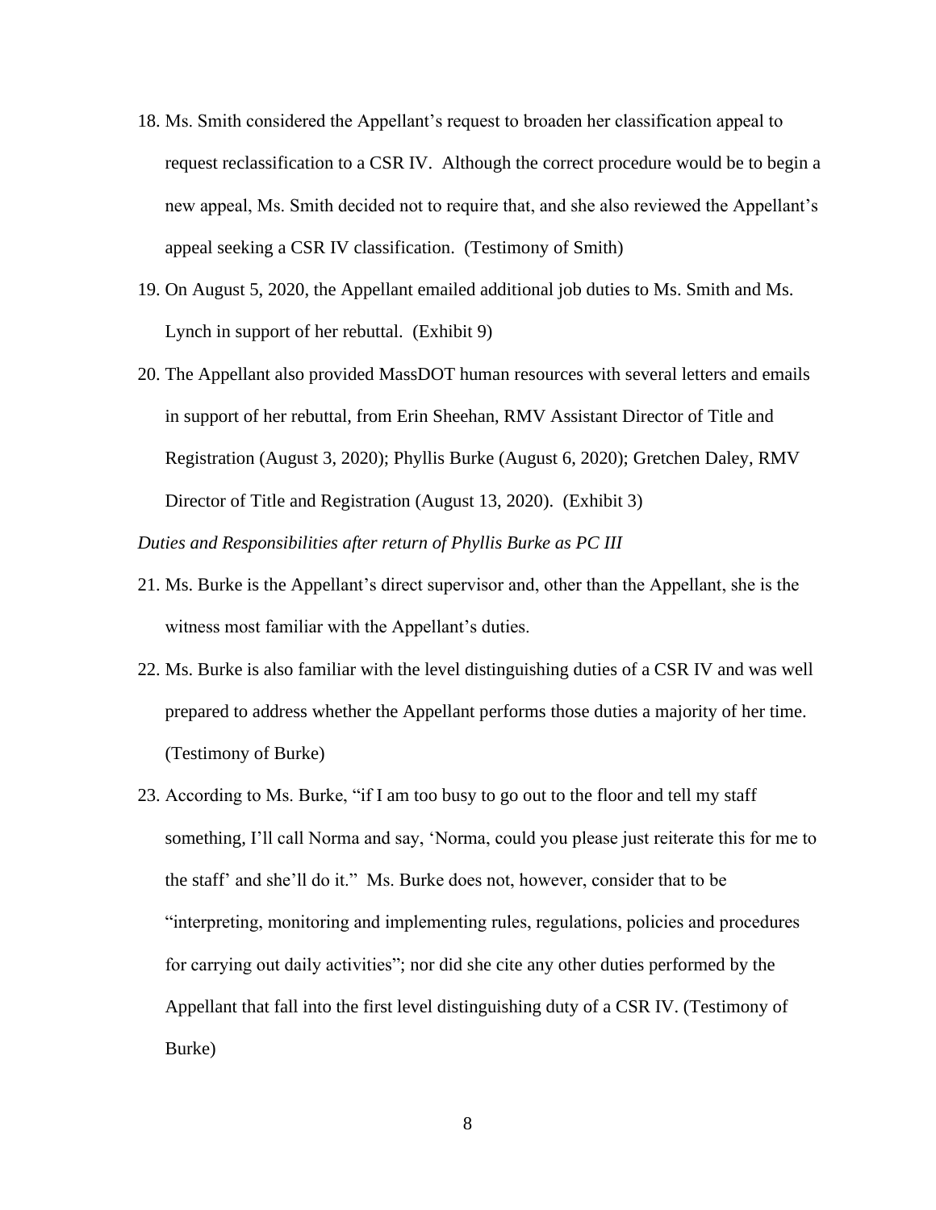18. Ms. Smith considered the Appellant's request to broaden her classification appeal to request reclassification to a CSR IV. Although the correct procedure would be to begin a new appeal, Ms. Smith decided not to require that, and she also reviewed the Appellant's appeal seeking a CSR IV classification. (Testimony of Smith)

19. On August 5, 2020, the Appellant emailed additional job duties to Ms. Smith and Ms. Lynch in support of her rebuttal. (Exhibit 9)

20. The Appellant also provided MassDOT human resources with several letters and emails in support of her rebuttal, from Erin Sheehan, RMV Assistant Director of Title and Registration (August 3, 2020); Phyllis Burke (August 6, 2020); Gretchen Daley, RMV Director of Title and Registration (August 13, 2020). (Exhibit 3)

*Duties and Responsibilities after return of Phyllis Burke as PC III*

21. Ms. Burke is the Appellant's direct supervisor and, other than the Appellant, she is the witness most familiar with the Appellant's duties.

22. Ms. Burke is also familiar with the level distinguishing duties of a CSR IV and was well prepared to address whether the Appellant performs those duties a majority of her time. (Testimony of Burke)

23. According to Ms. Burke, "if I am too busy to go out to the floor and tell my staff something, I'll call Norma and say, 'Norma, could you please just reiterate this for me to the staff' and she'll do it." Ms. Burke does not, however, consider that to be "interpreting, monitoring and implementing rules, regulations, policies and procedures for carrying out daily activities"; nor did she cite any other duties performed by the Appellant that fall into the first level distinguishing duty of a CSR IV. (Testimony of Burke)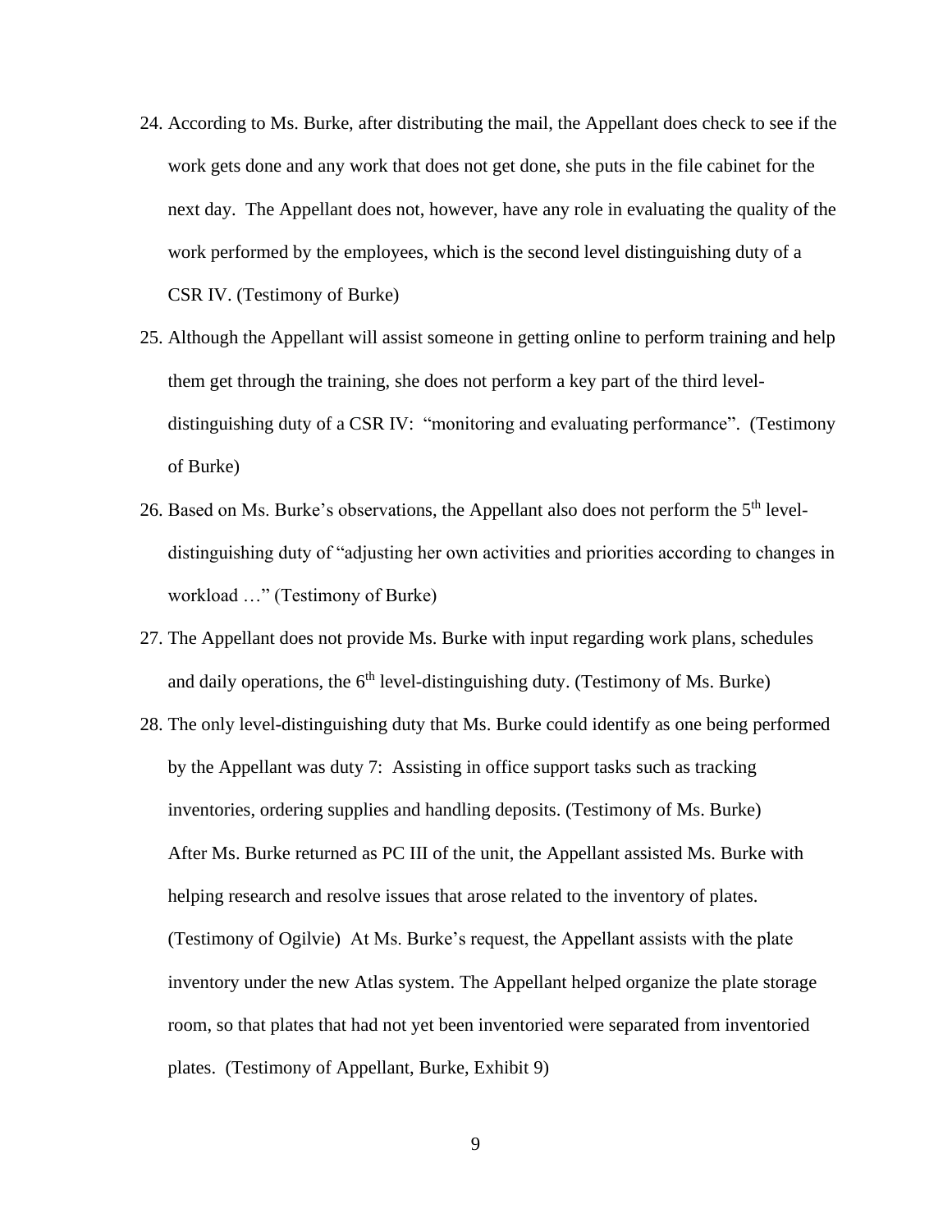24. According to Ms. Burke, after distributing the mail, the Appellant does check to see if the work gets done and any work that does not get done, she puts in the file cabinet for the next day. The Appellant does not, however, have any role in evaluating the quality of the work performed by the employees, which is the second level distinguishing duty of a CSR IV. (Testimony of Burke)

25. Although the Appellant will assist someone in getting online to perform training and help them get through the training, she does not perform a key part of the third level-distinguishing duty of a CSR IV: "monitoring and evaluating performance". (Testimony of Burke)

26. Based on Ms. Burke's observations, the Appellant also does not perform the 5th level-distinguishing duty of "adjusting her own activities and priorities according to changes in workload …" (Testimony of Burke)

27. The Appellant does not provide Ms. Burke with input regarding work plans, schedules and daily operations, the 6th level-distinguishing duty. (Testimony of Ms. Burke)

28. The only level-distinguishing duty that Ms. Burke could identify as one being performed by the Appellant was duty 7: Assisting in office support tasks such as tracking inventories, ordering supplies and handling deposits. (Testimony of Ms. Burke) After Ms. Burke returned as PC III of the unit, the Appellant assisted Ms. Burke with helping research and resolve issues that arose related to the inventory of plates. (Testimony of Ogilvie) At Ms. Burke's request, the Appellant assists with the plate inventory under the new Atlas system. The Appellant helped organize the plate storage room, so that plates that had not yet been inventoried were separated from inventoried plates. (Testimony of Appellant, Burke, Exhibit 9)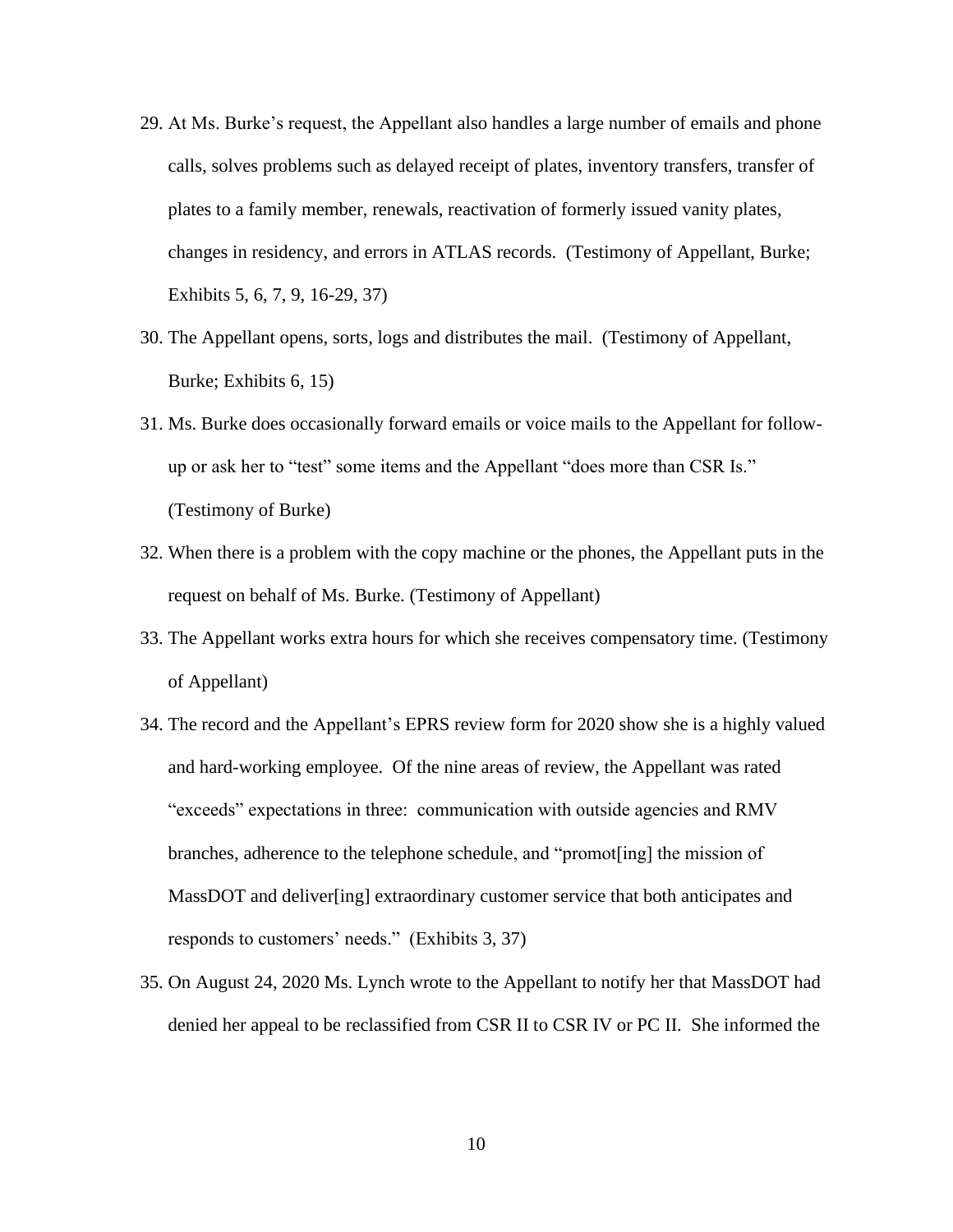29. At Ms. Burke's request, the Appellant also handles a large number of emails and phone calls, solves problems such as delayed receipt of plates, inventory transfers, transfer of plates to a family member, renewals, reactivation of formerly issued vanity plates, changes in residency, and errors in ATLAS records. (Testimony of Appellant, Burke; Exhibits 5, 6, 7, 9, 16-29, 37)

30. The Appellant opens, sorts, logs and distributes the mail. (Testimony of Appellant, Burke; Exhibits 6, 15)

31. Ms. Burke does occasionally forward emails or voice mails to the Appellant for follow-up or ask her to "test" some items and the Appellant "does more than CSR Is." (Testimony of Burke)

32. When there is a problem with the copy machine or the phones, the Appellant puts in the request on behalf of Ms. Burke. (Testimony of Appellant)

33. The Appellant works extra hours for which she receives compensatory time. (Testimony of Appellant)

34. The record and the Appellant's EPRS review form for 2020 show she is a highly valued and hard-working employee. Of the nine areas of review, the Appellant was rated "exceeds" expectations in three: communication with outside agencies and RMV branches, adherence to the telephone schedule, and "promot[ing] the mission of MassDOT and deliver[ing] extraordinary customer service that both anticipates and responds to customers' needs." (Exhibits 3, 37)

35. On August 24, 2020 Ms. Lynch wrote to the Appellant to notify her that MassDOT had denied her appeal to be reclassified from CSR II to CSR IV or PC II. She informed the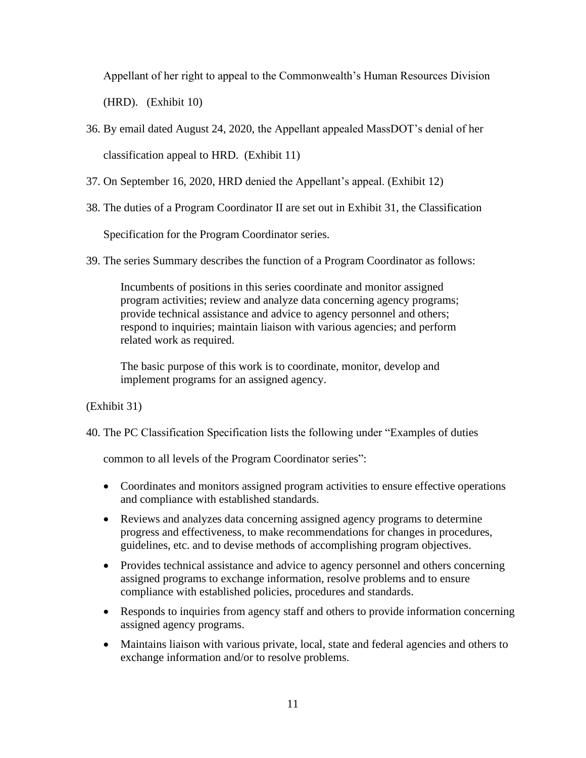Appellant of her right to appeal to the Commonwealth's Human Resources Division (HRD). (Exhibit 10)

36. By email dated August 24, 2020, the Appellant appealed MassDOT's denial of her classification appeal to HRD. (Exhibit 11)

37. On September 16, 2020, HRD denied the Appellant's appeal. (Exhibit 12)

38. The duties of a Program Coordinator II are set out in Exhibit 31, the Classification Specification for the Program Coordinator series.

39. The series Summary describes the function of a Program Coordinator as follows:

> Incumbents of positions in this series coordinate and monitor assigned program activities; review and analyze data concerning agency programs; provide technical assistance and advice to agency personnel and others; respond to inquiries; maintain liaison with various agencies; and perform related work as required.
>
> The basic purpose of this work is to coordinate, monitor, develop and implement programs for an assigned agency.

(Exhibit 31)

40. The PC Classification Specification lists the following under "Examples of duties common to all levels of the Program Coordinator series":

- Coordinates and monitors assigned program activities to ensure effective operations and compliance with established standards.
- Reviews and analyzes data concerning assigned agency programs to determine progress and effectiveness, to make recommendations for changes in procedures, guidelines, etc. and to devise methods of accomplishing program objectives.
- Provides technical assistance and advice to agency personnel and others concerning assigned programs to exchange information, resolve problems and to ensure compliance with established policies, procedures and standards.
- Responds to inquiries from agency staff and others to provide information concerning assigned agency programs.
- Maintains liaison with various private, local, state and federal agencies and others to exchange information and/or to resolve problems.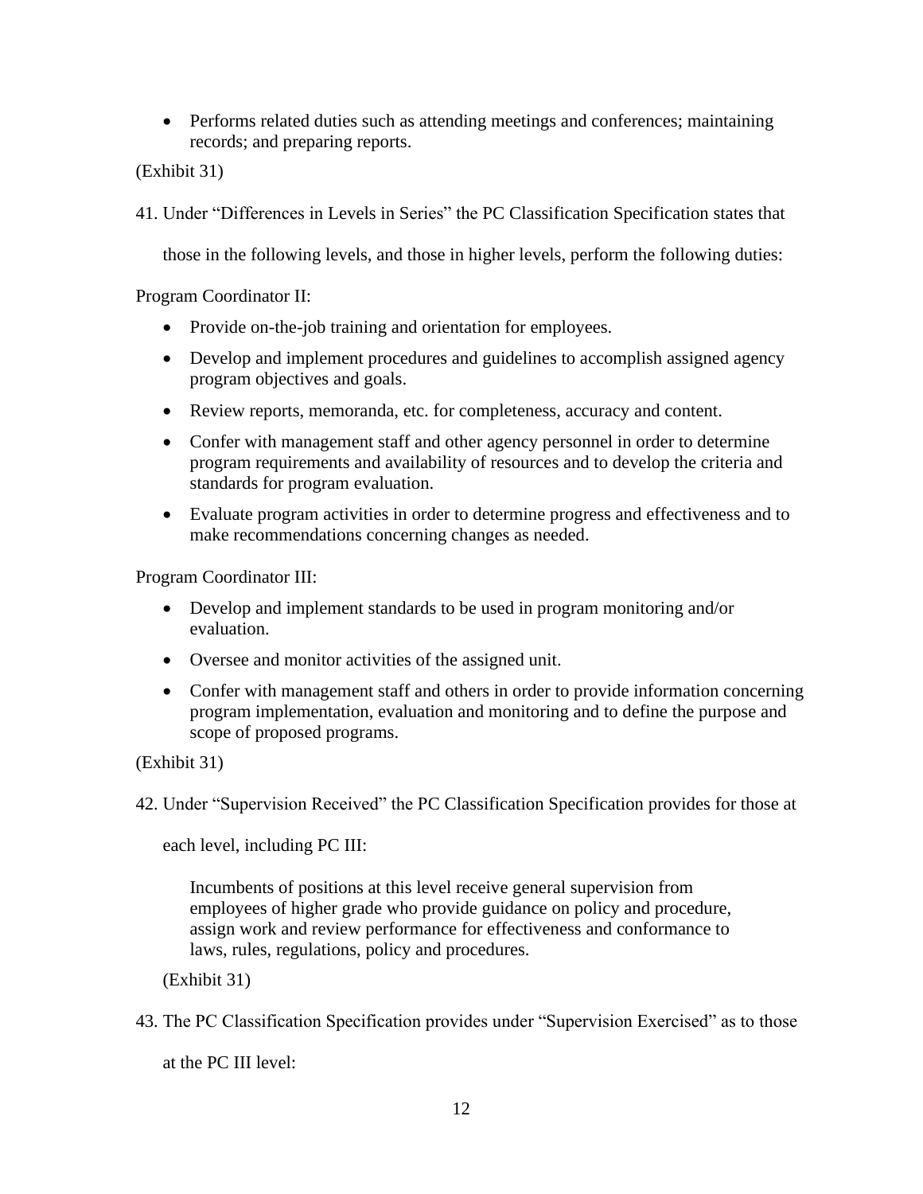- Performs related duties such as attending meetings and conferences; maintaining records; and preparing reports.

(Exhibit 31)

41. Under "Differences in Levels in Series" the PC Classification Specification states that those in the following levels, and those in higher levels, perform the following duties:

Program Coordinator II:

- Provide on-the-job training and orientation for employees.
- Develop and implement procedures and guidelines to accomplish assigned agency program objectives and goals.
- Review reports, memoranda, etc. for completeness, accuracy and content.
- Confer with management staff and other agency personnel in order to determine program requirements and availability of resources and to develop the criteria and standards for program evaluation.
- Evaluate program activities in order to determine progress and effectiveness and to make recommendations concerning changes as needed.

Program Coordinator III:

- Develop and implement standards to be used in program monitoring and/or evaluation.
- Oversee and monitor activities of the assigned unit.
- Confer with management staff and others in order to provide information concerning program implementation, evaluation and monitoring and to define the purpose and scope of proposed programs.

(Exhibit 31)

42. Under "Supervision Received" the PC Classification Specification provides for those at each level, including PC III:

> Incumbents of positions at this level receive general supervision from employees of higher grade who provide guidance on policy and procedure, assign work and review performance for effectiveness and conformance to laws, rules, regulations, policy and procedures.

(Exhibit 31)

43. The PC Classification Specification provides under "Supervision Exercised" as to those at the PC III level: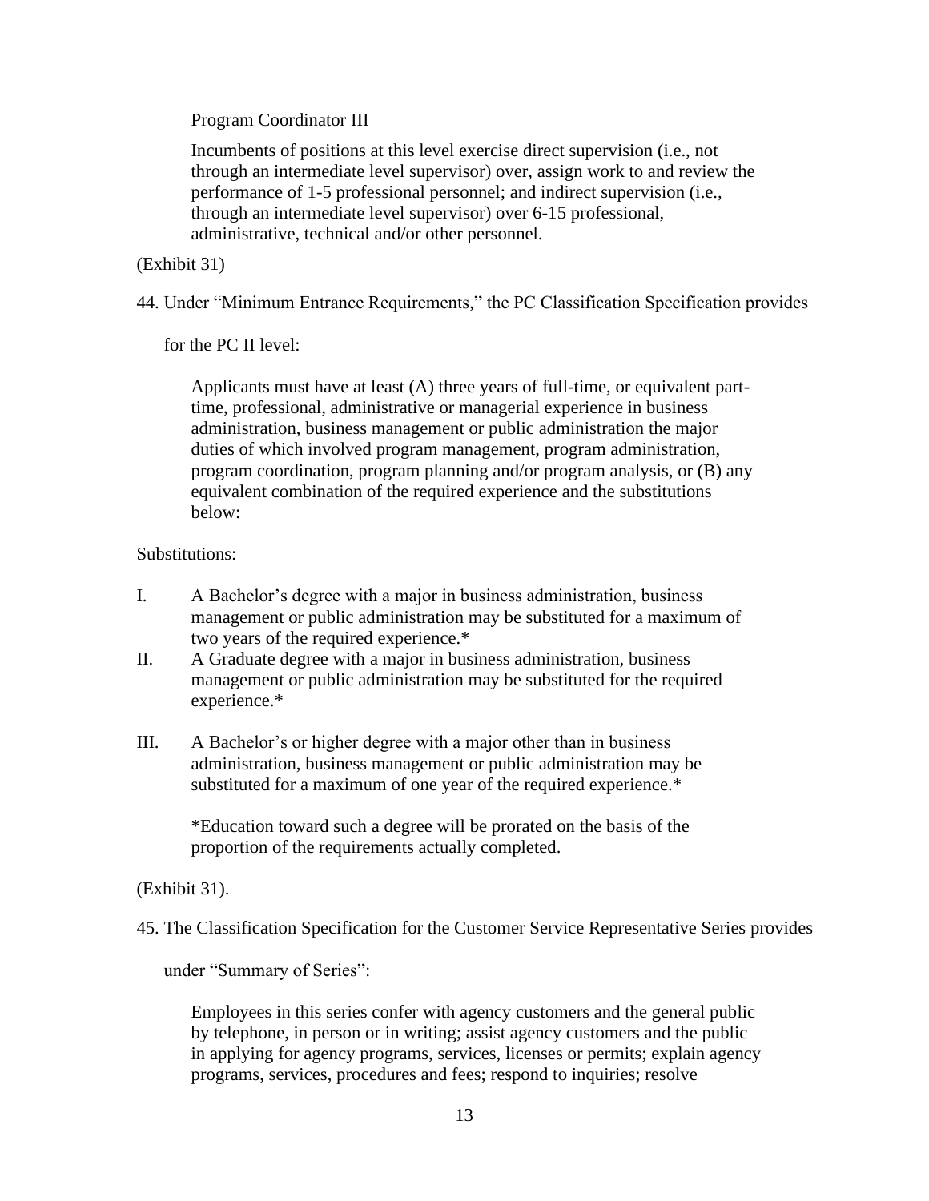> Program Coordinator III
>
> Incumbents of positions at this level exercise direct supervision (i.e., not through an intermediate level supervisor) over, assign work to and review the performance of 1-5 professional personnel; and indirect supervision (i.e., through an intermediate level supervisor) over 6-15 professional, administrative, technical and/or other personnel.

(Exhibit 31)

44. Under "Minimum Entrance Requirements," the PC Classification Specification provides for the PC II level:

> Applicants must have at least (A) three years of full-time, or equivalent part-time, professional, administrative or managerial experience in business administration, business management or public administration the major duties of which involved program management, program administration, program coordination, program planning and/or program analysis, or (B) any equivalent combination of the required experience and the substitutions below:

Substitutions:

I. A Bachelor's degree with a major in business administration, business management or public administration may be substituted for a maximum of two years of the required experience.*

II. A Graduate degree with a major in business administration, business management or public administration may be substituted for the required experience.*

III. A Bachelor's or higher degree with a major other than in business administration, business management or public administration may be substituted for a maximum of one year of the required experience.*

> *Education toward such a degree will be prorated on the basis of the proportion of the requirements actually completed.

(Exhibit 31).

45. The Classification Specification for the Customer Service Representative Series provides under "Summary of Series":

> Employees in this series confer with agency customers and the general public by telephone, in person or in writing; assist agency customers and the public in applying for agency programs, services, licenses or permits; explain agency programs, services, procedures and fees; respond to inquiries; resolve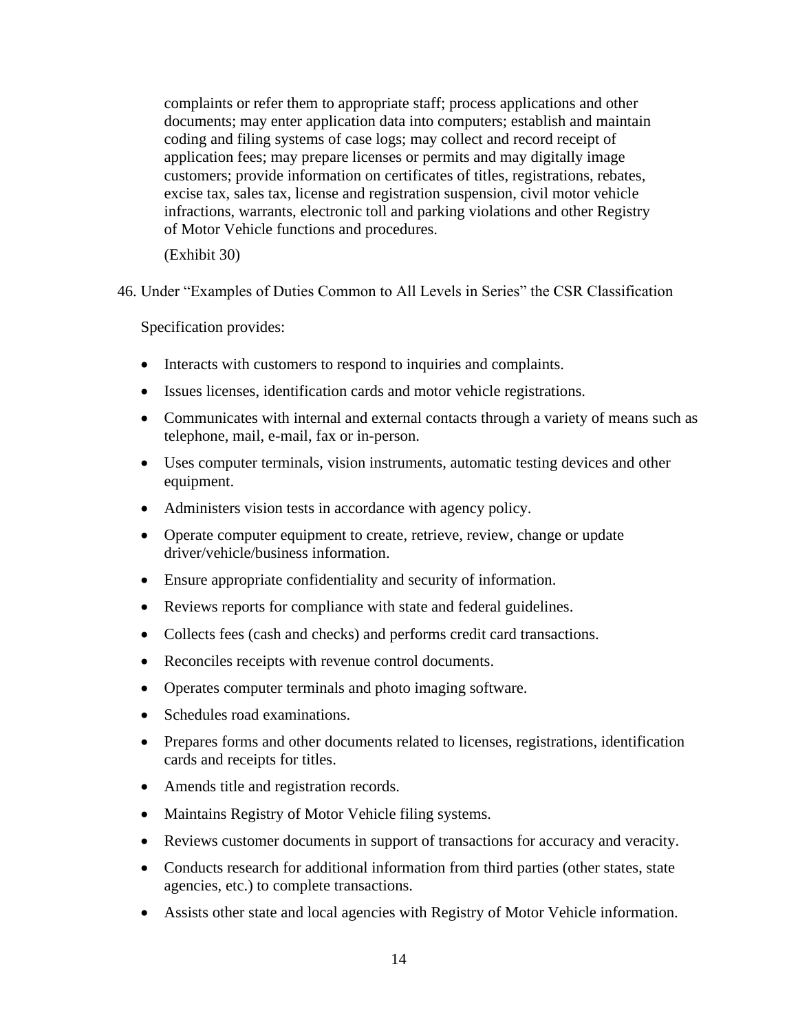> complaints or refer them to appropriate staff; process applications and other documents; may enter application data into computers; establish and maintain coding and filing systems of case logs; may collect and record receipt of application fees; may prepare licenses or permits and may digitally image customers; provide information on certificates of titles, registrations, rebates, excise tax, sales tax, license and registration suspension, civil motor vehicle infractions, warrants, electronic toll and parking violations and other Registry of Motor Vehicle functions and procedures.
>
> (Exhibit 30)

46. Under "Examples of Duties Common to All Levels in Series" the CSR Classification

    Specification provides:

    - Interacts with customers to respond to inquiries and complaints.
    - Issues licenses, identification cards and motor vehicle registrations.
    - Communicates with internal and external contacts through a variety of means such as telephone, mail, e-mail, fax or in-person.
    - Uses computer terminals, vision instruments, automatic testing devices and other equipment.
    - Administers vision tests in accordance with agency policy.
    - Operate computer equipment to create, retrieve, review, change or update driver/vehicle/business information.
    - Ensure appropriate confidentiality and security of information.
    - Reviews reports for compliance with state and federal guidelines.
    - Collects fees (cash and checks) and performs credit card transactions.
    - Reconciles receipts with revenue control documents.
    - Operates computer terminals and photo imaging software.
    - Schedules road examinations.
    - Prepares forms and other documents related to licenses, registrations, identification cards and receipts for titles.
    - Amends title and registration records.
    - Maintains Registry of Motor Vehicle filing systems.
    - Reviews customer documents in support of transactions for accuracy and veracity.
    - Conducts research for additional information from third parties (other states, state agencies, etc.) to complete transactions.
    - Assists other state and local agencies with Registry of Motor Vehicle information.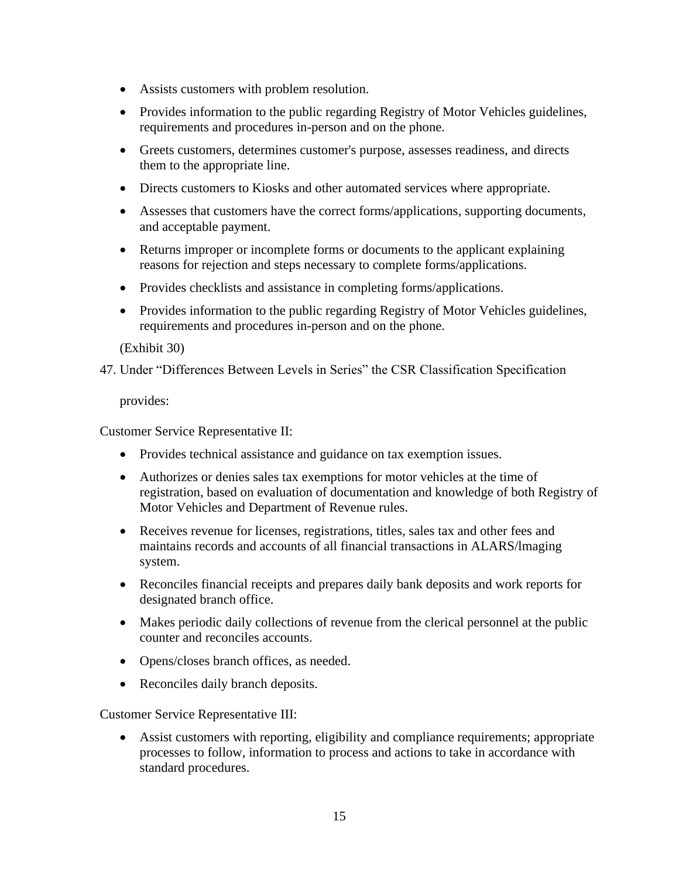- Assists customers with problem resolution.
- Provides information to the public regarding Registry of Motor Vehicles guidelines, requirements and procedures in-person and on the phone.
- Greets customers, determines customer's purpose, assesses readiness, and directs them to the appropriate line.
- Directs customers to Kiosks and other automated services where appropriate.
- Assesses that customers have the correct forms/applications, supporting documents, and acceptable payment.
- Returns improper or incomplete forms or documents to the applicant explaining reasons for rejection and steps necessary to complete forms/applications.
- Provides checklists and assistance in completing forms/applications.
- Provides information to the public regarding Registry of Motor Vehicles guidelines, requirements and procedures in-person and on the phone.

(Exhibit 30)

47. Under "Differences Between Levels in Series" the CSR Classification Specification

provides:

Customer Service Representative II:

- Provides technical assistance and guidance on tax exemption issues.
- Authorizes or denies sales tax exemptions for motor vehicles at the time of registration, based on evaluation of documentation and knowledge of both Registry of Motor Vehicles and Department of Revenue rules.
- Receives revenue for licenses, registrations, titles, sales tax and other fees and maintains records and accounts of all financial transactions in ALARS/lmaging system.
- Reconciles financial receipts and prepares daily bank deposits and work reports for designated branch office.
- Makes periodic daily collections of revenue from the clerical personnel at the public counter and reconciles accounts.
- Opens/closes branch offices, as needed.
- Reconciles daily branch deposits.

Customer Service Representative III:

- Assist customers with reporting, eligibility and compliance requirements; appropriate processes to follow, information to process and actions to take in accordance with standard procedures.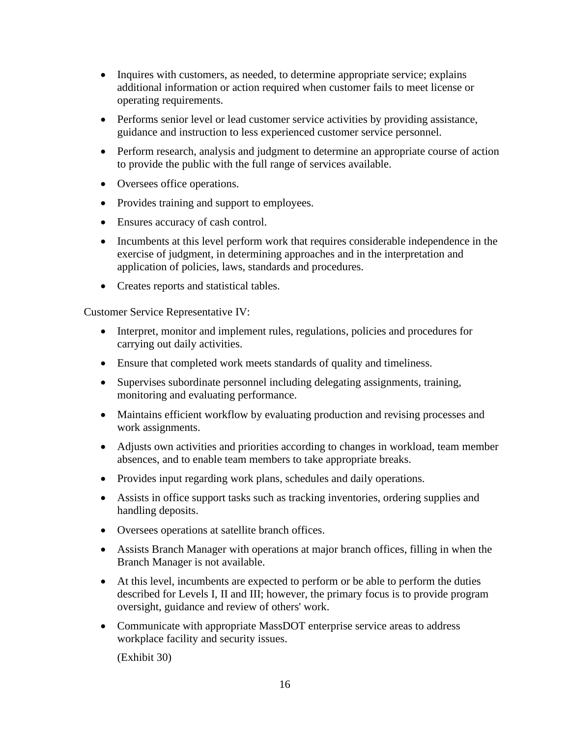- Inquires with customers, as needed, to determine appropriate service; explains additional information or action required when customer fails to meet license or operating requirements.
- Performs senior level or lead customer service activities by providing assistance, guidance and instruction to less experienced customer service personnel.
- Perform research, analysis and judgment to determine an appropriate course of action to provide the public with the full range of services available.
- Oversees office operations.
- Provides training and support to employees.
- Ensures accuracy of cash control.
- Incumbents at this level perform work that requires considerable independence in the exercise of judgment, in determining approaches and in the interpretation and application of policies, laws, standards and procedures.
- Creates reports and statistical tables.

Customer Service Representative IV:

- Interpret, monitor and implement rules, regulations, policies and procedures for carrying out daily activities.
- Ensure that completed work meets standards of quality and timeliness.
- Supervises subordinate personnel including delegating assignments, training, monitoring and evaluating performance.
- Maintains efficient workflow by evaluating production and revising processes and work assignments.
- Adjusts own activities and priorities according to changes in workload, team member absences, and to enable team members to take appropriate breaks.
- Provides input regarding work plans, schedules and daily operations.
- Assists in office support tasks such as tracking inventories, ordering supplies and handling deposits.
- Oversees operations at satellite branch offices.
- Assists Branch Manager with operations at major branch offices, filling in when the Branch Manager is not available.
- At this level, incumbents are expected to perform or be able to perform the duties described for Levels I, II and III; however, the primary focus is to provide program oversight, guidance and review of others' work.
- Communicate with appropriate MassDOT enterprise service areas to address workplace facility and security issues.

  (Exhibit 30)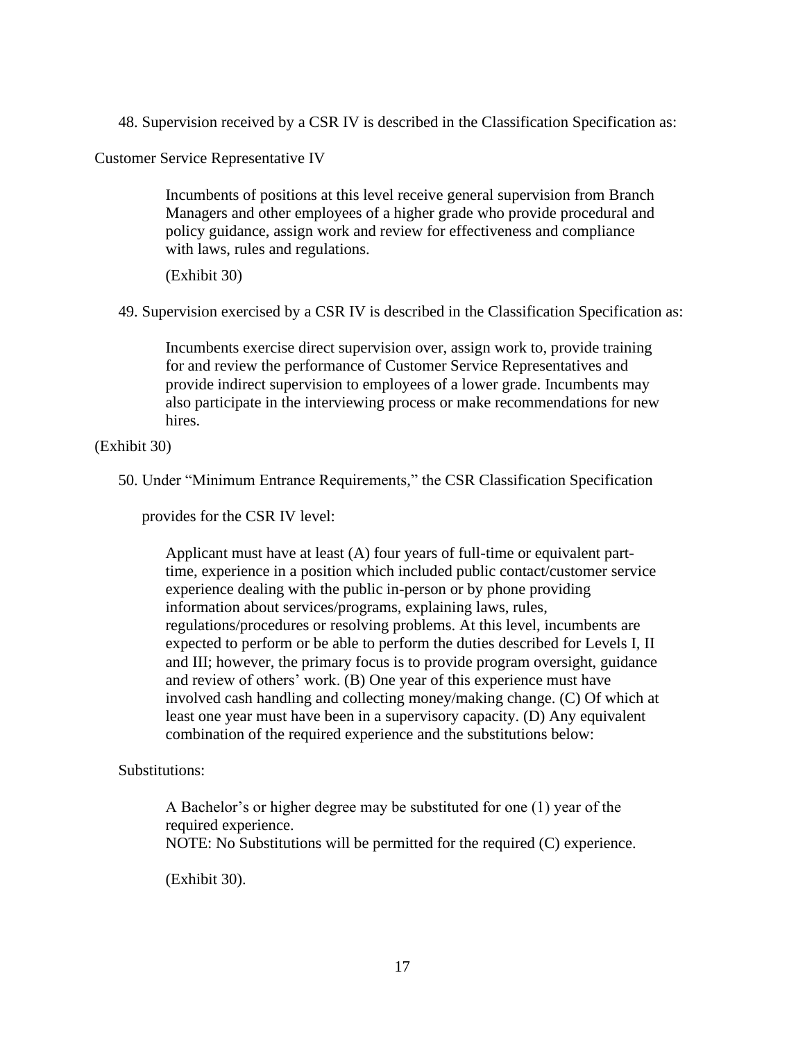48. Supervision received by a CSR IV is described in the Classification Specification as:

Customer Service Representative IV

> Incumbents of positions at this level receive general supervision from Branch Managers and other employees of a higher grade who provide procedural and policy guidance, assign work and review for effectiveness and compliance with laws, rules and regulations.
>
> (Exhibit 30)

49. Supervision exercised by a CSR IV is described in the Classification Specification as:

> Incumbents exercise direct supervision over, assign work to, provide training for and review the performance of Customer Service Representatives and provide indirect supervision to employees of a lower grade. Incumbents may also participate in the interviewing process or make recommendations for new hires.

(Exhibit 30)

50. Under "Minimum Entrance Requirements," the CSR Classification Specification provides for the CSR IV level:

> Applicant must have at least (A) four years of full-time or equivalent part-time, experience in a position which included public contact/customer service experience dealing with the public in-person or by phone providing information about services/programs, explaining laws, rules, regulations/procedures or resolving problems. At this level, incumbents are expected to perform or be able to perform the duties described for Levels I, II and III; however, the primary focus is to provide program oversight, guidance and review of others' work. (B) One year of this experience must have involved cash handling and collecting money/making change. (C) Of which at least one year must have been in a supervisory capacity. (D) Any equivalent combination of the required experience and the substitutions below:

Substitutions:

> A Bachelor's or higher degree may be substituted for one (1) year of the required experience.
> NOTE: No Substitutions will be permitted for the required (C) experience.
>
> (Exhibit 30).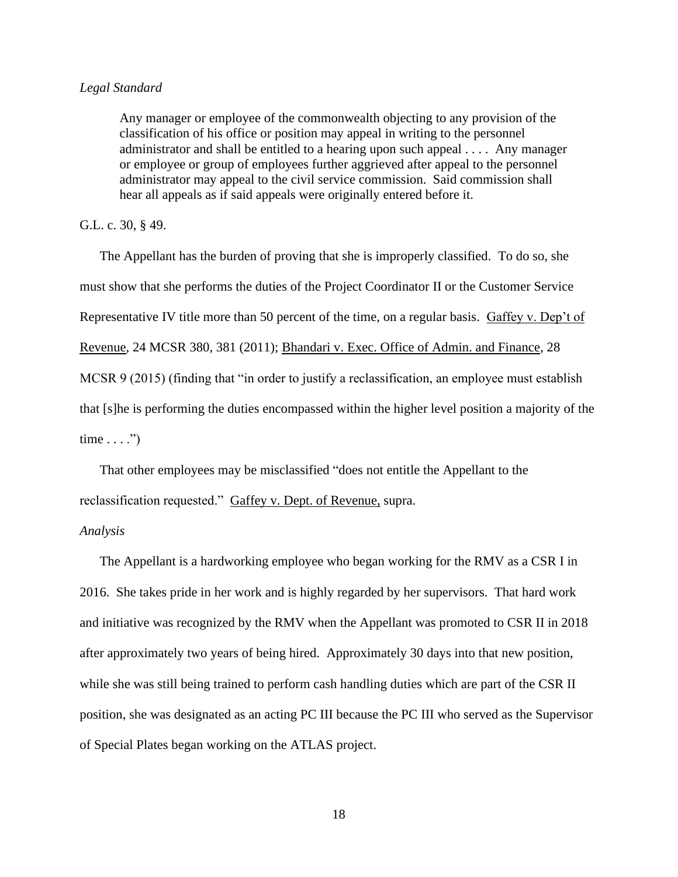*Legal Standard*

> Any manager or employee of the commonwealth objecting to any provision of the classification of his office or position may appeal in writing to the personnel administrator and shall be entitled to a hearing upon such appeal . . . . Any manager or employee or group of employees further aggrieved after appeal to the personnel administrator may appeal to the civil service commission. Said commission shall hear all appeals as if said appeals were originally entered before it.

G.L. c. 30, § 49.

The Appellant has the burden of proving that she is improperly classified. To do so, she must show that she performs the duties of the Project Coordinator II or the Customer Service Representative IV title more than 50 percent of the time, on a regular basis. Gaffey v. Dep't of Revenue, 24 MCSR 380, 381 (2011); Bhandari v. Exec. Office of Admin. and Finance, 28 MCSR 9 (2015) (finding that "in order to justify a reclassification, an employee must establish that [s]he is performing the duties encompassed within the higher level position a majority of the time . . . .")

That other employees may be misclassified "does not entitle the Appellant to the reclassification requested." Gaffey v. Dept. of Revenue, supra.

*Analysis*

The Appellant is a hardworking employee who began working for the RMV as a CSR I in 2016. She takes pride in her work and is highly regarded by her supervisors. That hard work and initiative was recognized by the RMV when the Appellant was promoted to CSR II in 2018 after approximately two years of being hired. Approximately 30 days into that new position, while she was still being trained to perform cash handling duties which are part of the CSR II position, she was designated as an acting PC III because the PC III who served as the Supervisor of Special Plates began working on the ATLAS project.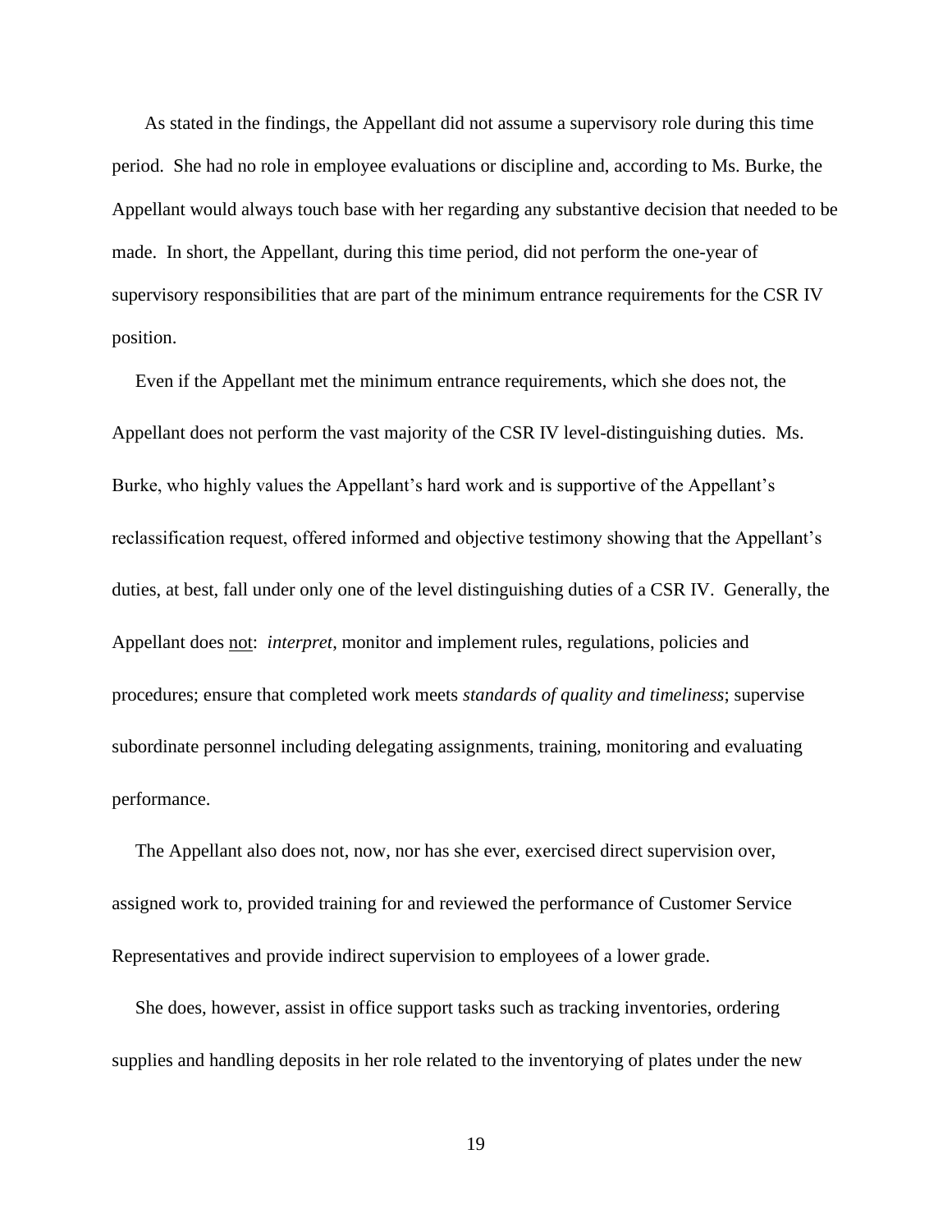As stated in the findings, the Appellant did not assume a supervisory role during this time period. She had no role in employee evaluations or discipline and, according to Ms. Burke, the Appellant would always touch base with her regarding any substantive decision that needed to be made. In short, the Appellant, during this time period, did not perform the one-year of supervisory responsibilities that are part of the minimum entrance requirements for the CSR IV position.

Even if the Appellant met the minimum entrance requirements, which she does not, the Appellant does not perform the vast majority of the CSR IV level-distinguishing duties. Ms. Burke, who highly values the Appellant's hard work and is supportive of the Appellant's reclassification request, offered informed and objective testimony showing that the Appellant's duties, at best, fall under only one of the level distinguishing duties of a CSR IV. Generally, the Appellant does <u>not</u>: *interpret*, monitor and implement rules, regulations, policies and procedures; ensure that completed work meets *standards of quality and timeliness*; supervise subordinate personnel including delegating assignments, training, monitoring and evaluating performance.

The Appellant also does not, now, nor has she ever, exercised direct supervision over, assigned work to, provided training for and reviewed the performance of Customer Service Representatives and provide indirect supervision to employees of a lower grade.

She does, however, assist in office support tasks such as tracking inventories, ordering supplies and handling deposits in her role related to the inventorying of plates under the new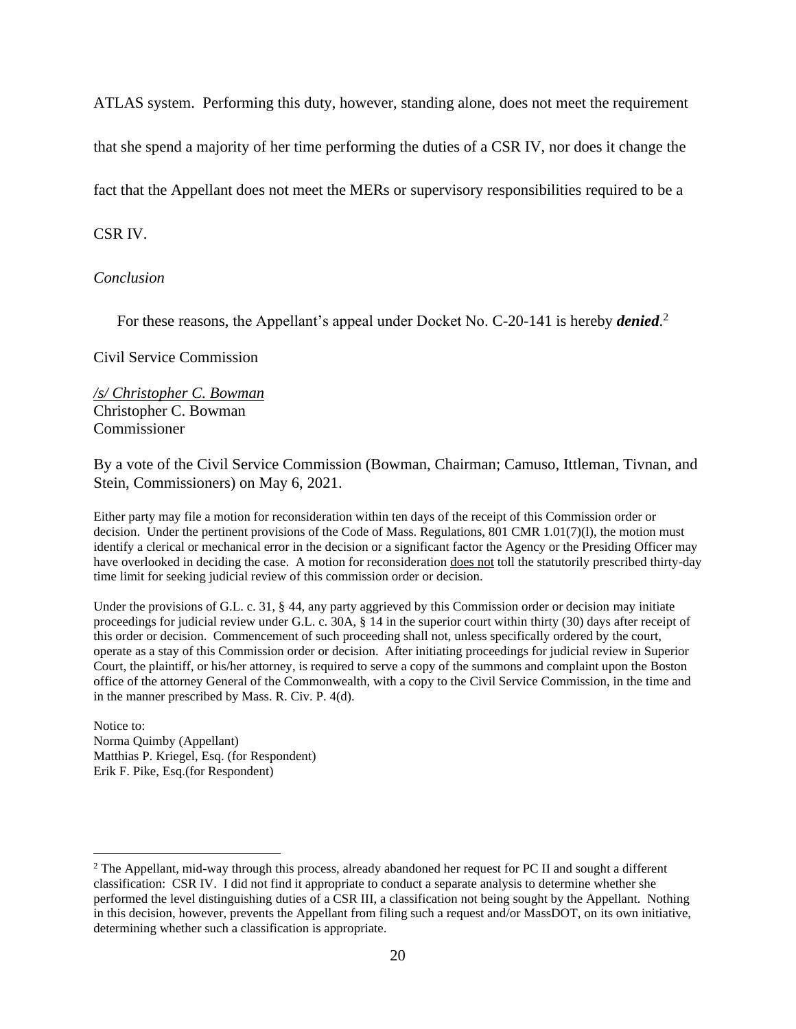ATLAS system. Performing this duty, however, standing alone, does not meet the requirement that she spend a majority of her time performing the duties of a CSR IV, nor does it change the fact that the Appellant does not meet the MERs or supervisory responsibilities required to be a CSR IV.

*Conclusion*

For these reasons, the Appellant's appeal under Docket No. C-20-141 is hereby ***denied***.[2]

Civil Service Commission

*/s/ Christopher C. Bowman*
Christopher C. Bowman
Commissioner

By a vote of the Civil Service Commission (Bowman, Chairman; Camuso, Ittleman, Tivnan, and Stein, Commissioners) on May 6, 2021.

Either party may file a motion for reconsideration within ten days of the receipt of this Commission order or decision. Under the pertinent provisions of the Code of Mass. Regulations, 801 CMR 1.01(7)(l), the motion must identify a clerical or mechanical error in the decision or a significant factor the Agency or the Presiding Officer may have overlooked in deciding the case. A motion for reconsideration does not toll the statutorily prescribed thirty-day time limit for seeking judicial review of this commission order or decision.

Under the provisions of G.L. c. 31, § 44, any party aggrieved by this Commission order or decision may initiate proceedings for judicial review under G.L. c. 30A, § 14 in the superior court within thirty (30) days after receipt of this order or decision. Commencement of such proceeding shall not, unless specifically ordered by the court, operate as a stay of this Commission order or decision. After initiating proceedings for judicial review in Superior Court, the plaintiff, or his/her attorney, is required to serve a copy of the summons and complaint upon the Boston office of the attorney General of the Commonwealth, with a copy to the Civil Service Commission, in the time and in the manner prescribed by Mass. R. Civ. P. 4(d).

Notice to:
Norma Quimby (Appellant)
Matthias P. Kriegel, Esq. (for Respondent)
Erik F. Pike, Esq.(for Respondent)

[2] The Appellant, mid-way through this process, already abandoned her request for PC II and sought a different classification: CSR IV. I did not find it appropriate to conduct a separate analysis to determine whether she performed the level distinguishing duties of a CSR III, a classification not being sought by the Appellant. Nothing in this decision, however, prevents the Appellant from filing such a request and/or MassDOT, on its own initiative, determining whether such a classification is appropriate.